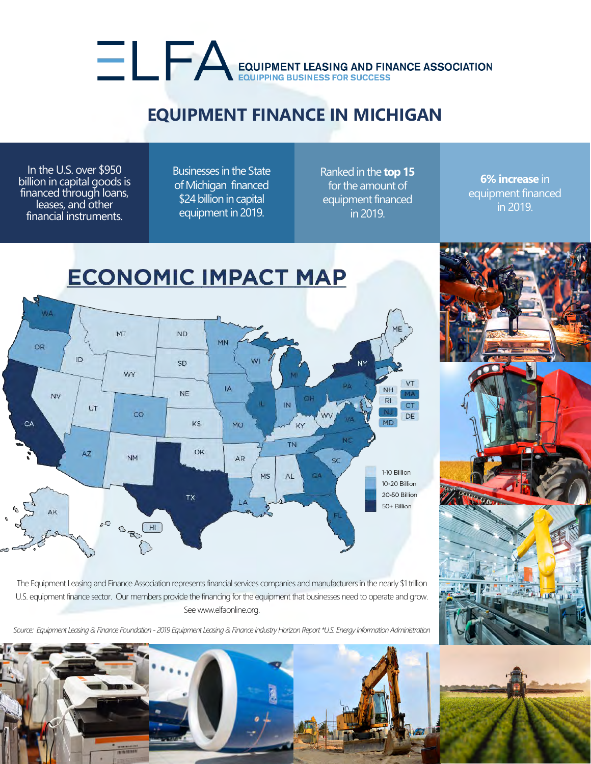# EQUIPMENT LEASING AND FINANCE ASSOCIATION

EQUIPPING BUSINESS FOR SUCCESS

## EQUIPMENT FINANCE IN MICHIGAN

In the U.S. over $950 billion in capital goods is financed through loans, leases, and other financial instruments.

Businesses in the State of Michigan financed $24 billion in capital equipment in 2019.

Ranked in the **top 15** for the amount of equipment financed in 2019.

**6% increase** in equipment financed in 2019.

## ECONOMIC IMPACT MAP

- 1-10 Billion
- 10-20 Billion
- 20-50 Billion
- 50+ Billion

The Equipment Leasing and Finance Association represents financial services companies and manufacturers in the nearly $1 trillion U.S. equipment finance sector. Our members provide the financing for the equipment that businesses need to operate and grow. See www.elfaonline.org.

*Source: Equipment Leasing & Finance Foundation - 2019 Equipment Leasing & Finance Industry Horizon Report *U.S. Energy Information Administration*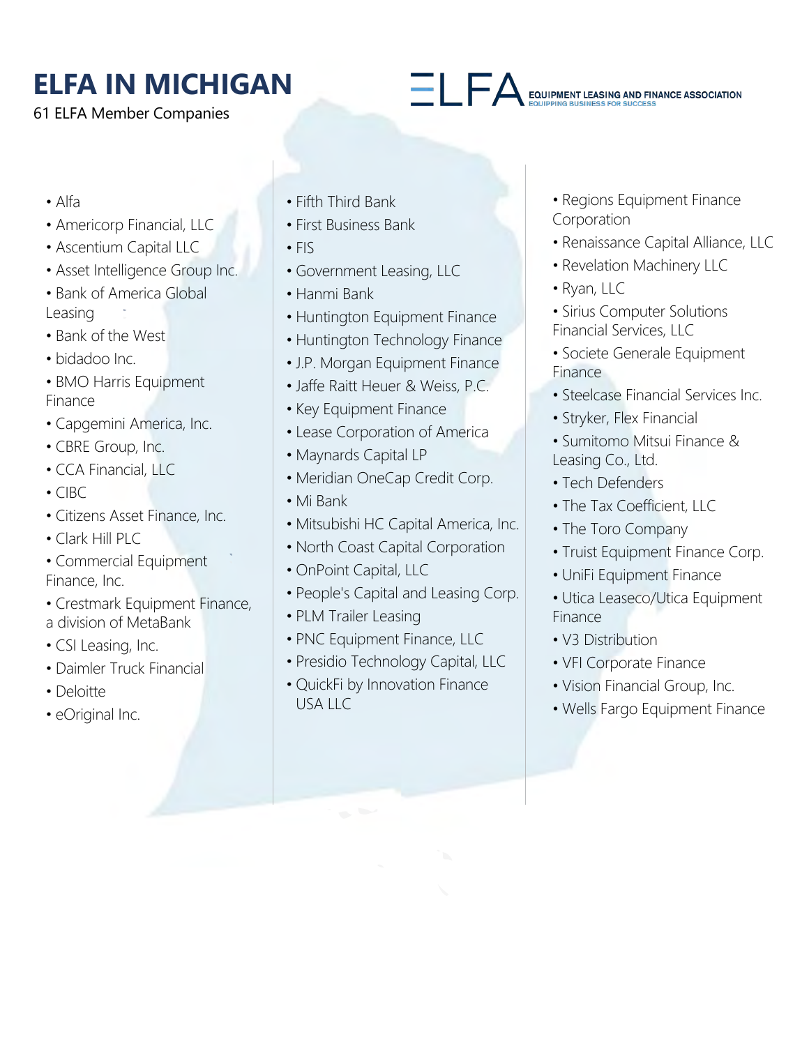# ELFA IN MICHIGAN

61 ELFA Member Companies

ELFA EQUIPMENT LEASING AND FINANCE ASSOCIATION
EQUIPPING BUSINESS FOR SUCCESS

- Alfa
- Americorp Financial, LLC
- Ascentium Capital LLC
- Asset Intelligence Group Inc.
- Bank of America Global Leasing
- Bank of the West
- bidadoo Inc.
- BMO Harris Equipment Finance
- Capgemini America, Inc.
- CBRE Group, Inc.
- CCA Financial, LLC
- CIBC
- Citizens Asset Finance, Inc.
- Clark Hill PLC
- Commercial Equipment Finance, Inc.
- Crestmark Equipment Finance, a division of MetaBank
- CSI Leasing, Inc.
- Daimler Truck Financial
- Deloitte
- eOriginal Inc.
- Fifth Third Bank
- First Business Bank
- FIS
- Government Leasing, LLC
- Hanmi Bank
- Huntington Equipment Finance
- Huntington Technology Finance
- J.P. Morgan Equipment Finance
- Jaffe Raitt Heuer & Weiss, P.C.
- Key Equipment Finance
- Lease Corporation of America
- Maynards Capital LP
- Meridian OneCap Credit Corp.
- Mi Bank
- Mitsubishi HC Capital America, Inc.
- North Coast Capital Corporation
- OnPoint Capital, LLC
- People's Capital and Leasing Corp.
- PLM Trailer Leasing
- PNC Equipment Finance, LLC
- Presidio Technology Capital, LLC
- QuickFi by Innovation Finance USA LLC
- Regions Equipment Finance Corporation
- Renaissance Capital Alliance, LLC
- Revelation Machinery LLC
- Ryan, LLC
- Sirius Computer Solutions Financial Services, LLC
- Societe Generale Equipment Finance
- Steelcase Financial Services Inc.
- Stryker, Flex Financial
- Sumitomo Mitsui Finance & Leasing Co., Ltd.
- Tech Defenders
- The Tax Coefficient, LLC
- The Toro Company
- Truist Equipment Finance Corp.
- UniFi Equipment Finance
- Utica Leaseco/Utica Equipment Finance
- V3 Distribution
- VFI Corporate Finance
- Vision Financial Group, Inc.
- Wells Fargo Equipment Finance